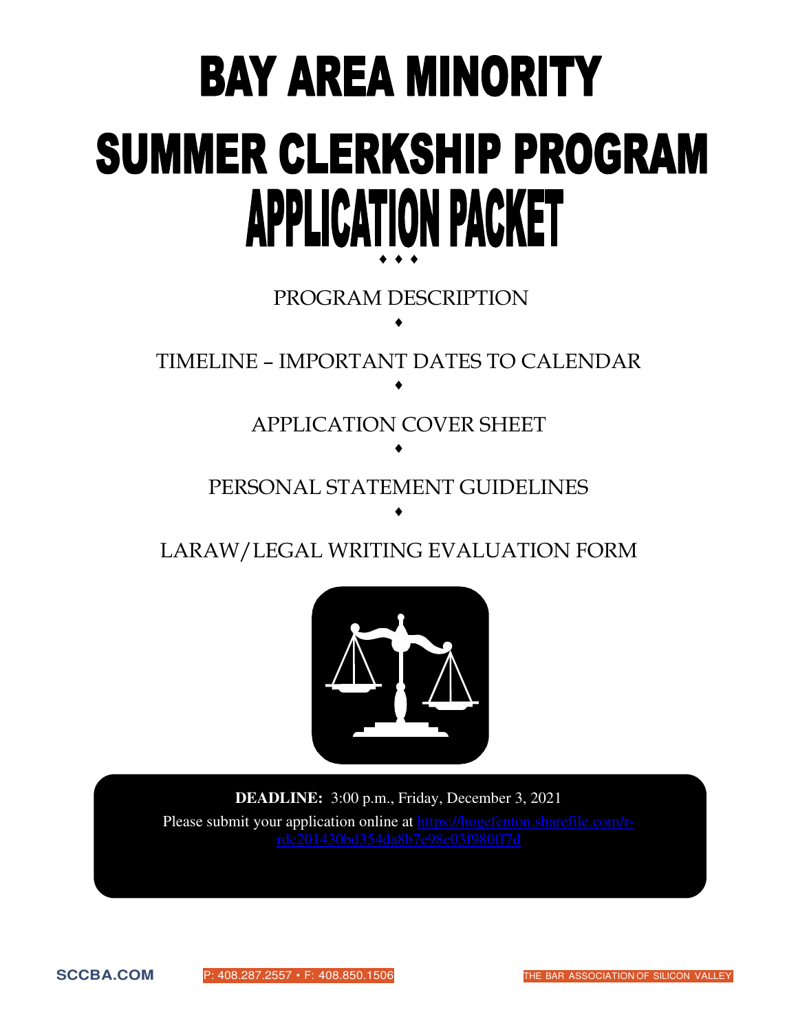# BAY AREA MINORITY SUMMER CLERKSHIP PROGRAM APPLICATION PACKET

♦ ♦ ♦

PROGRAM DESCRIPTION

♦

TIMELINE – IMPORTANT DATES TO CALENDAR

♦

APPLICATION COVER SHEET

♦

PERSONAL STATEMENT GUIDELINES

♦

LARAW/LEGAL WRITING EVALUATION FORM

**DEADLINE:** 3:00 p.m., Friday, December 3, 2021

Please submit your application online at https://hogefenton.sharefile.com/r-rdc201430bd354da8b7e98e03f980ff7d

SCCBA.COM P: 408.287.2557 • F: 408.850.1506 THE BAR ASSOCIATION OF SILICON VALLEY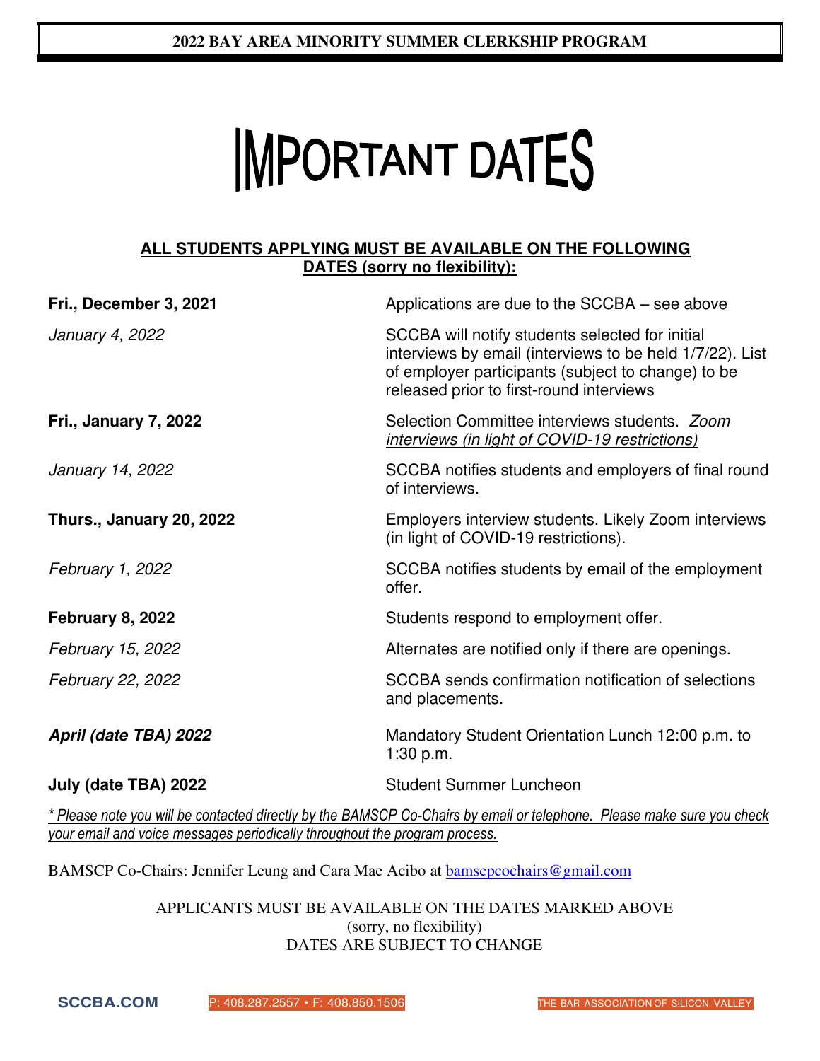**2022 BAY AREA MINORITY SUMMER CLERKSHIP PROGRAM**

# IMPORTANT DATES

**ALL STUDENTS APPLYING MUST BE AVAILABLE ON THE FOLLOWING DATES (sorry no flexibility):**

| | |
|---|---|
| **Fri., December 3, 2021** | Applications are due to the SCCBA – see above |
| *January 4, 2022* | SCCBA will notify students selected for initial interviews by email (interviews to be held 1/7/22). List of employer participants (subject to change) to be released prior to first-round interviews |
| **Fri., January 7, 2022** | Selection Committee interviews students. *Zoom interviews (in light of COVID-19 restrictions)* |
| *January 14, 2022* | SCCBA notifies students and employers of final round of interviews. |
| **Thurs., January 20, 2022** | Employers interview students. Likely Zoom interviews (in light of COVID-19 restrictions). |
| *February 1, 2022* | SCCBA notifies students by email of the employment offer. |
| **February 8, 2022** | Students respond to employment offer. |
| *February 15, 2022* | Alternates are notified only if there are openings. |
| *February 22, 2022* | SCCBA sends confirmation notification of selections and placements. |
| ***April (date TBA) 2022*** | Mandatory Student Orientation Lunch 12:00 p.m. to 1:30 p.m. |
| **July (date TBA) 2022** | Student Summer Luncheon |

*\* Please note you will be contacted directly by the BAMSCP Co-Chairs by email or telephone. Please make sure you check your email and voice messages periodically throughout the program process.*

BAMSCP Co-Chairs: Jennifer Leung and Cara Mae Acibo at bamscpcochairs@gmail.com

APPLICANTS MUST BE AVAILABLE ON THE DATES MARKED ABOVE
(sorry, no flexibility)
DATES ARE SUBJECT TO CHANGE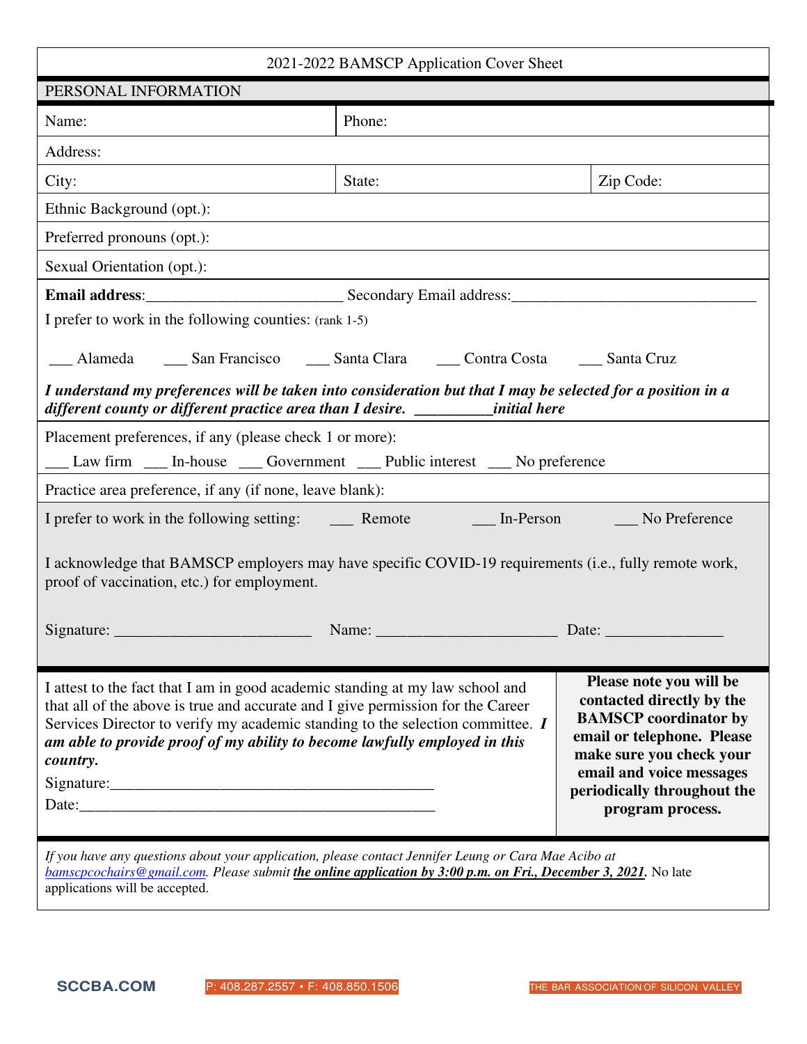# 2021-2022 BAMSCP Application Cover Sheet

## PERSONAL INFORMATION

| Name: | Phone: | |
|---|---|---|
| Address: | | |
| City: | State: | Zip Code: |
| Ethnic Background (opt.): | | |
| Preferred pronouns (opt.): | | |
| Sexual Orientation (opt.): | | |

**Email address**:________________________ Secondary Email address:______________________________

I prefer to work in the following counties: (rank 1-5)

___ Alameda ___ San Francisco ___ Santa Clara ___ Contra Costa ___ Santa Cruz

***I understand my preferences will be taken into consideration but that I may be selected for a position in a different county or different practice area than I desire. __________initial here***

Placement preferences, if any (please check 1 or more):

___ Law firm ___ In-house ___ Government ___ Public interest ___ No preference

Practice area preference, if any (if none, leave blank):

I prefer to work in the following setting: ___ Remote ___ In-Person ___ No Preference

I acknowledge that BAMSCP employers may have specific COVID-19 requirements (i.e., fully remote work, proof of vaccination, etc.) for employment.

Signature: ________________________ Name: ______________________ Date: ______________

I attest to the fact that I am in good academic standing at my law school and that all of the above is true and accurate and I give permission for the Career Services Director to verify my academic standing to the selection committee. ***I am able to provide proof of my ability to become lawfully employed in this country.***

Signature:________________________________________

Date:____________________________________________

**Please note you will be contacted directly by the BAMSCP coordinator by email or telephone. Please make sure you check your email and voice messages periodically throughout the program process.**

*If you have any questions about your application, please contact Jennifer Leung or Cara Mae Acibo at bamscpcochairs@gmail.com. Please submit* ***the online application by 3:00 p.m. on Fri., December 3, 2021.*** No late applications will be accepted.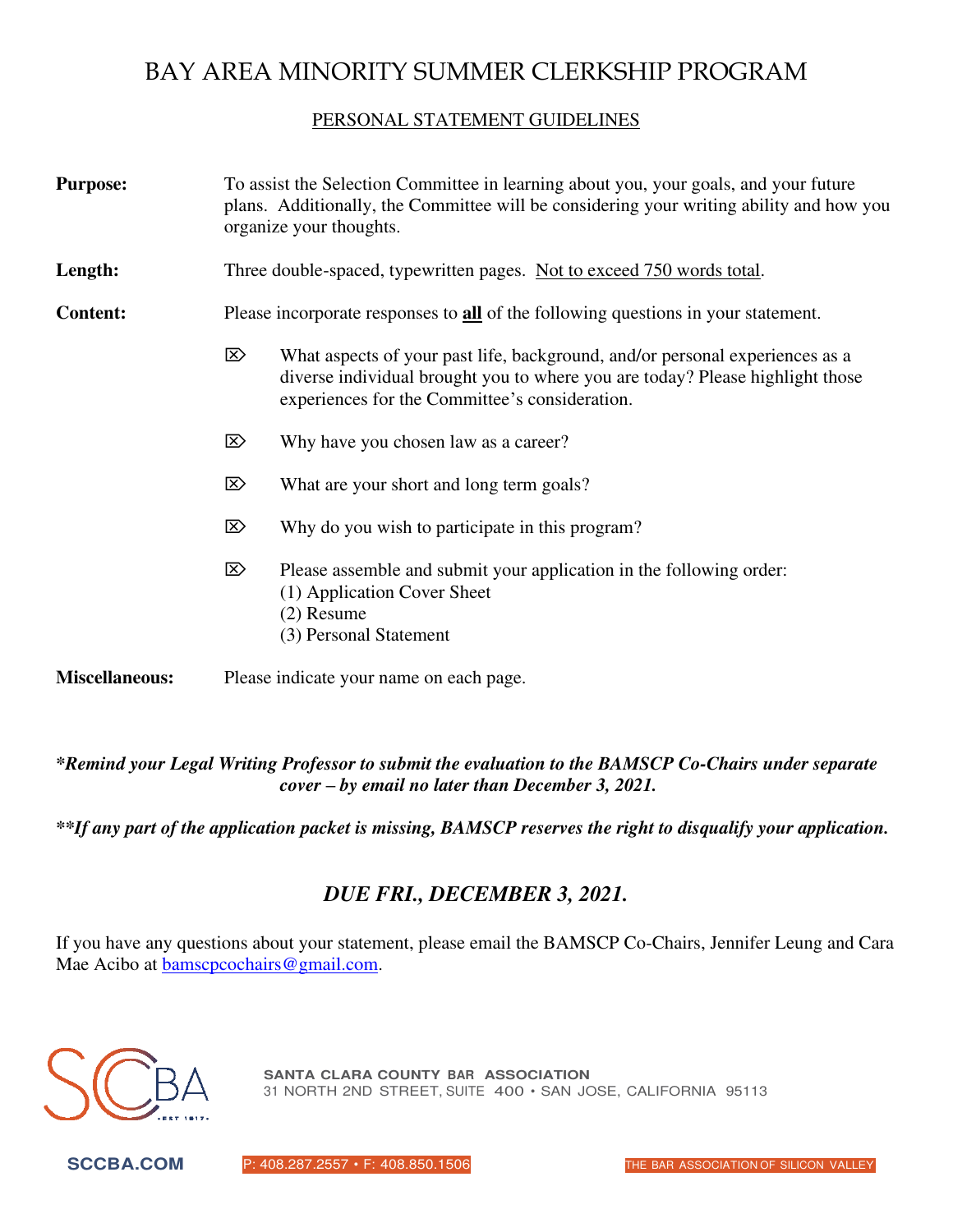# BAY AREA MINORITY SUMMER CLERKSHIP PROGRAM

## PERSONAL STATEMENT GUIDELINES

**Purpose:** To assist the Selection Committee in learning about you, your goals, and your future plans. Additionally, the Committee will be considering your writing ability and how you organize your thoughts.

**Length:** Three double-spaced, typewritten pages. Not to exceed 750 words total.

**Content:** Please incorporate responses to **all** of the following questions in your statement.

- What aspects of your past life, background, and/or personal experiences as a diverse individual brought you to where you are today? Please highlight those experiences for the Committee's consideration.
- Why have you chosen law as a career?
- What are your short and long term goals?
- Why do you wish to participate in this program?
- Please assemble and submit your application in the following order:
  (1) Application Cover Sheet
  (2) Resume
  (3) Personal Statement

**Miscellaneous:** Please indicate your name on each page.

***Remind your Legal Writing Professor to submit the evaluation to the BAMSCP Co-Chairs under separate cover – by email no later than December 3, 2021.***

***\*\*If any part of the application packet is missing, BAMSCP reserves the right to disqualify your application.***

## *DUE FRI., DECEMBER 3, 2021.*

If you have any questions about your statement, please email the BAMSCP Co-Chairs, Jennifer Leung and Cara Mae Acibo at bamscpcochairs@gmail.com.

SCBA · EST 1917

SANTA CLARA COUNTY BAR ASSOCIATION
31 NORTH 2ND STREET, SUITE 400 • SAN JOSE, CALIFORNIA 95113

SCCBA.COM P: 408.287.2557 • F: 408.850.1506 THE BAR ASSOCIATION OF SILICON VALLEY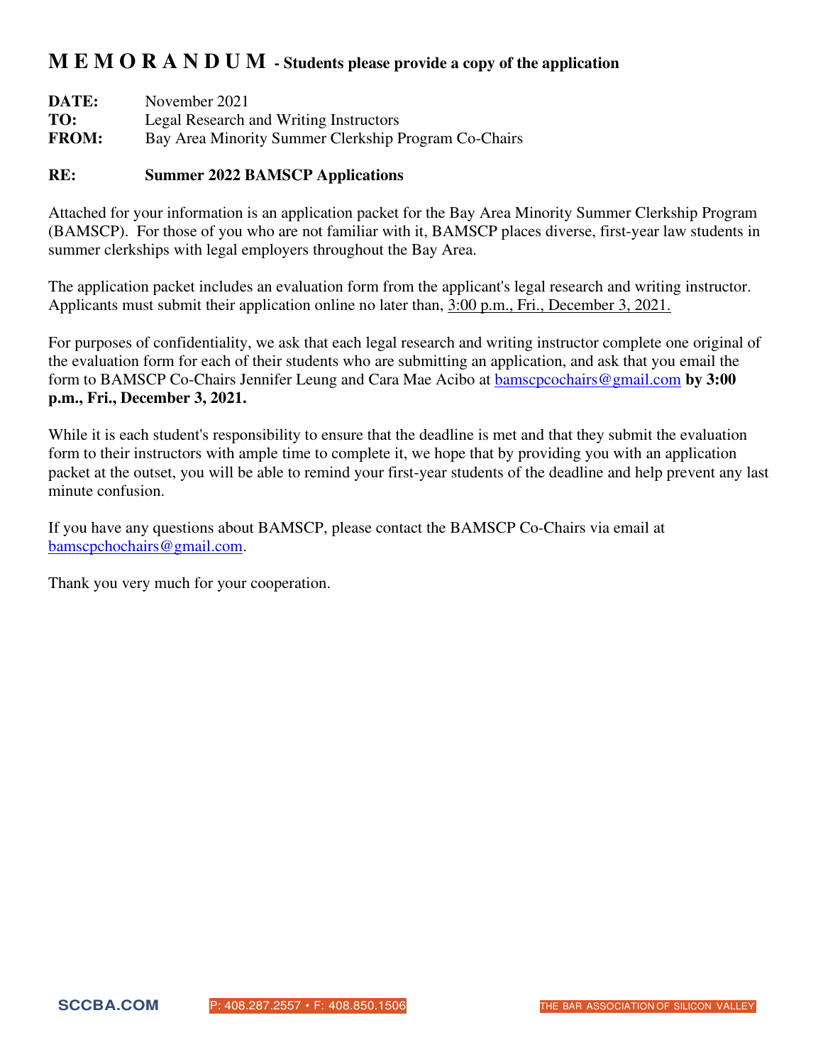# M E M O R A N D U M - Students please provide a copy of the application

**DATE:** November 2021
**TO:** Legal Research and Writing Instructors
**FROM:** Bay Area Minority Summer Clerkship Program Co-Chairs

**RE: Summer 2022 BAMSCP Applications**

Attached for your information is an application packet for the Bay Area Minority Summer Clerkship Program (BAMSCP). For those of you who are not familiar with it, BAMSCP places diverse, first-year law students in summer clerkships with legal employers throughout the Bay Area.

The application packet includes an evaluation form from the applicant's legal research and writing instructor. Applicants must submit their application online no later than, 3:00 p.m., Fri., December 3, 2021.

For purposes of confidentiality, we ask that each legal research and writing instructor complete one original of the evaluation form for each of their students who are submitting an application, and ask that you email the form to BAMSCP Co-Chairs Jennifer Leung and Cara Mae Acibo at bamscpcochairs@gmail.com **by 3:00 p.m., Fri., December 3, 2021.**

While it is each student's responsibility to ensure that the deadline is met and that they submit the evaluation form to their instructors with ample time to complete it, we hope that by providing you with an application packet at the outset, you will be able to remind your first-year students of the deadline and help prevent any last minute confusion.

If you have any questions about BAMSCP, please contact the BAMSCP Co-Chairs via email at bamscpchochairs@gmail.com.

Thank you very much for your cooperation.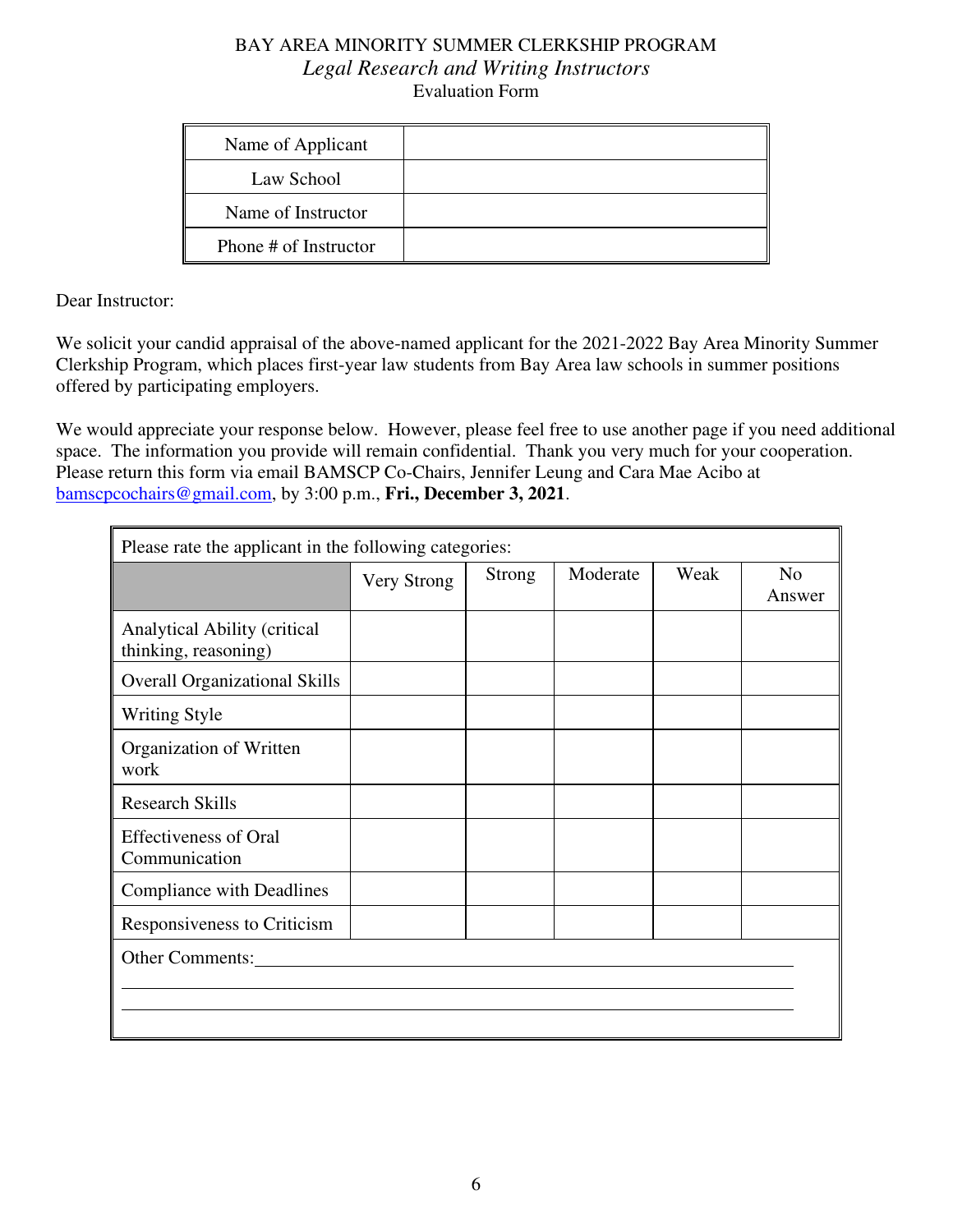BAY AREA MINORITY SUMMER CLERKSHIP PROGRAM

*Legal Research and Writing Instructors*

Evaluation Form

| | |
|---|---|
| Name of Applicant | |
| Law School | |
| Name of Instructor | |
| Phone # of Instructor | |

Dear Instructor:

We solicit your candid appraisal of the above-named applicant for the 2021-2022 Bay Area Minority Summer Clerkship Program, which places first-year law students from Bay Area law schools in summer positions offered by participating employers.

We would appreciate your response below. However, please feel free to use another page if you need additional space. The information you provide will remain confidential. Thank you very much for your cooperation. Please return this form via email BAMSCP Co-Chairs, Jennifer Leung and Cara Mae Acibo at bamscpcochairs@gmail.com, by 3:00 p.m., **Fri., December 3, 2021**.

Please rate the applicant in the following categories:

| | Very Strong | Strong | Moderate | Weak | No Answer |
|---|---|---|---|---|---|
| Analytical Ability (critical thinking, reasoning) | | | | | |
| Overall Organizational Skills | | | | | |
| Writing Style | | | | | |
| Organization of Written work | | | | | |
| Research Skills | | | | | |
| Effectiveness of Oral Communication | | | | | |
| Compliance with Deadlines | | | | | |
| Responsiveness to Criticism | | | | | |

Other Comments:\_\_\_\_\_\_\_\_\_\_\_\_\_\_\_\_\_\_\_\_\_\_\_\_\_\_\_\_\_\_\_\_\_\_\_\_\_\_\_\_\_\_\_\_\_\_\_\_\_\_\_\_\_\_\_\_